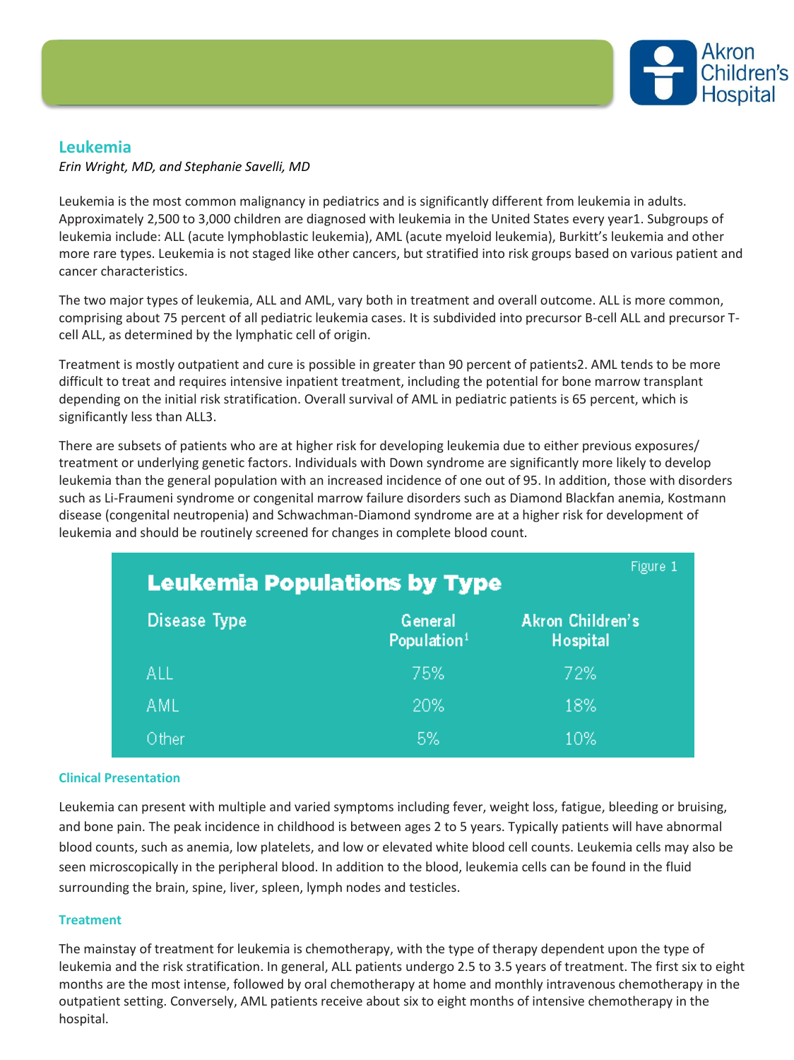# Leukemia

*Erin Wright, MD, and Stephanie Savelli, MD*

Leukemia is the most common malignancy in pediatrics and is significantly different from leukemia in adults. Approximately 2,500 to 3,000 children are diagnosed with leukemia in the United States every year1. Subgroups of leukemia include: ALL (acute lymphoblastic leukemia), AML (acute myeloid leukemia), Burkitt's leukemia and other more rare types. Leukemia is not staged like other cancers, but stratified into risk groups based on various patient and cancer characteristics.

The two major types of leukemia, ALL and AML, vary both in treatment and overall outcome. ALL is more common, comprising about 75 percent of all pediatric leukemia cases. It is subdivided into precursor B-cell ALL and precursor T-cell ALL, as determined by the lymphatic cell of origin.

Treatment is mostly outpatient and cure is possible in greater than 90 percent of patients2. AML tends to be more difficult to treat and requires intensive inpatient treatment, including the potential for bone marrow transplant depending on the initial risk stratification. Overall survival of AML in pediatric patients is 65 percent, which is significantly less than ALL3.

There are subsets of patients who are at higher risk for developing leukemia due to either previous exposures/ treatment or underlying genetic factors. Individuals with Down syndrome are significantly more likely to develop leukemia than the general population with an increased incidence of one out of 95. In addition, those with disorders such as Li-Fraumeni syndrome or congenital marrow failure disorders such as Diamond Blackfan anemia, Kostmann disease (congenital neutropenia) and Schwachman-Diamond syndrome are at a higher risk for development of leukemia and should be routinely screened for changes in complete blood count.

**Leukemia Populations by Type** — Figure 1

| Disease Type | General Population[1] | Akron Children's Hospital |
|---|---|---|
| ALL | 75% | 72% |
| AML | 20% | 18% |
| Other | 5% | 10% |

## Clinical Presentation

Leukemia can present with multiple and varied symptoms including fever, weight loss, fatigue, bleeding or bruising, and bone pain. The peak incidence in childhood is between ages 2 to 5 years. Typically patients will have abnormal blood counts, such as anemia, low platelets, and low or elevated white blood cell counts. Leukemia cells may also be seen microscopically in the peripheral blood. In addition to the blood, leukemia cells can be found in the fluid surrounding the brain, spine, liver, spleen, lymph nodes and testicles.

## Treatment

The mainstay of treatment for leukemia is chemotherapy, with the type of therapy dependent upon the type of leukemia and the risk stratification. In general, ALL patients undergo 2.5 to 3.5 years of treatment. The first six to eight months are the most intense, followed by oral chemotherapy at home and monthly intravenous chemotherapy in the outpatient setting. Conversely, AML patients receive about six to eight months of intensive chemotherapy in the hospital.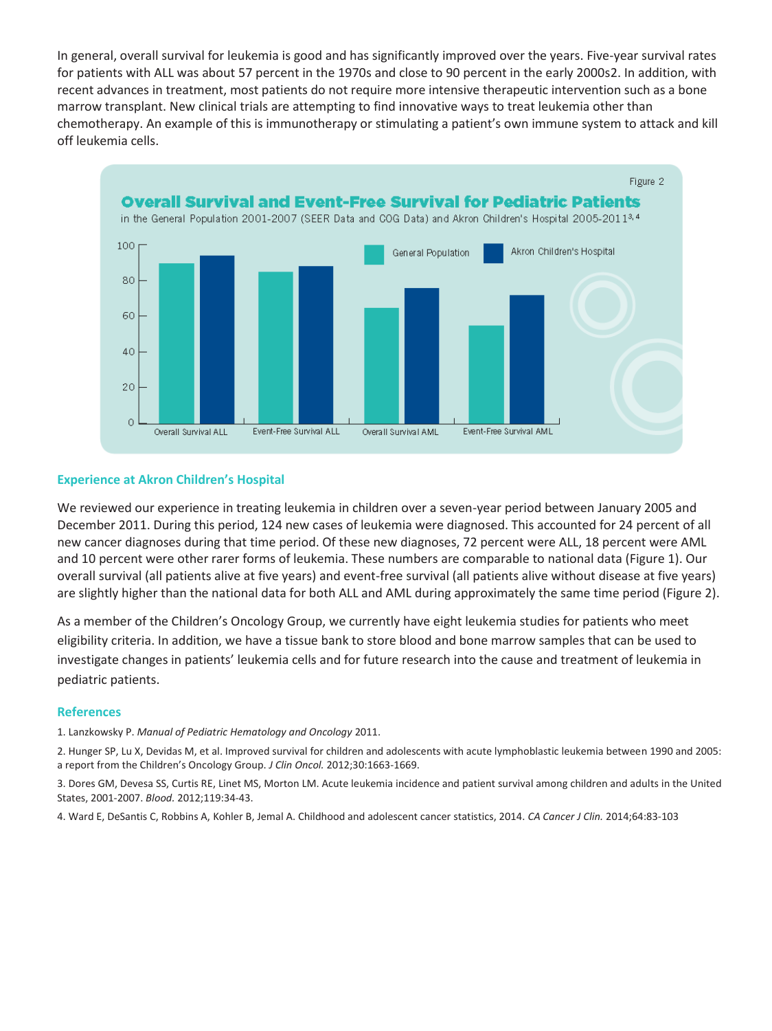In general, overall survival for leukemia is good and has significantly improved over the years. Five-year survival rates for patients with ALL was about 57 percent in the 1970s and close to 90 percent in the early 2000s2. In addition, with recent advances in treatment, most patients do not require more intensive therapeutic intervention such as a bone marrow transplant. New clinical trials are attempting to find innovative ways to treat leukemia other than chemotherapy. An example of this is immunotherapy or stimulating a patient's own immune system to attack and kill off leukemia cells.

Figure 2

**Overall Survival and Event-Free Survival for Pediatric Patients**

in the General Population 2001-2007 (SEER Data and COG Data) and Akron Children's Hospital 2005-2011[3,4]

100
80
60
40
20
0

General Population
Akron Children's Hospital

Overall Survival ALL
Event-Free Survival ALL
Overall Survival AML
Event-Free Survival AML

### Experience at Akron Children's Hospital

We reviewed our experience in treating leukemia in children over a seven-year period between January 2005 and December 2011. During this period, 124 new cases of leukemia were diagnosed. This accounted for 24 percent of all new cancer diagnoses during that time period. Of these new diagnoses, 72 percent were ALL, 18 percent were AML and 10 percent were other rarer forms of leukemia. These numbers are comparable to national data (Figure 1). Our overall survival (all patients alive at five years) and event-free survival (all patients alive without disease at five years) are slightly higher than the national data for both ALL and AML during approximately the same time period (Figure 2).

As a member of the Children's Oncology Group, we currently have eight leukemia studies for patients who meet eligibility criteria. In addition, we have a tissue bank to store blood and bone marrow samples that can be used to investigate changes in patients' leukemia cells and for future research into the cause and treatment of leukemia in pediatric patients.

### References

1. Lanzkowsky P. *Manual of Pediatric Hematology and Oncology* 2011.

2. Hunger SP, Lu X, Devidas M, et al. Improved survival for children and adolescents with acute lymphoblastic leukemia between 1990 and 2005: a report from the Children's Oncology Group. *J Clin Oncol.* 2012;30:1663-1669.

3. Dores GM, Devesa SS, Curtis RE, Linet MS, Morton LM. Acute leukemia incidence and patient survival among children and adults in the United States, 2001-2007. *Blood.* 2012;119:34-43.

4. Ward E, DeSantis C, Robbins A, Kohler B, Jemal A. Childhood and adolescent cancer statistics, 2014. *CA Cancer J Clin.* 2014;64:83-103